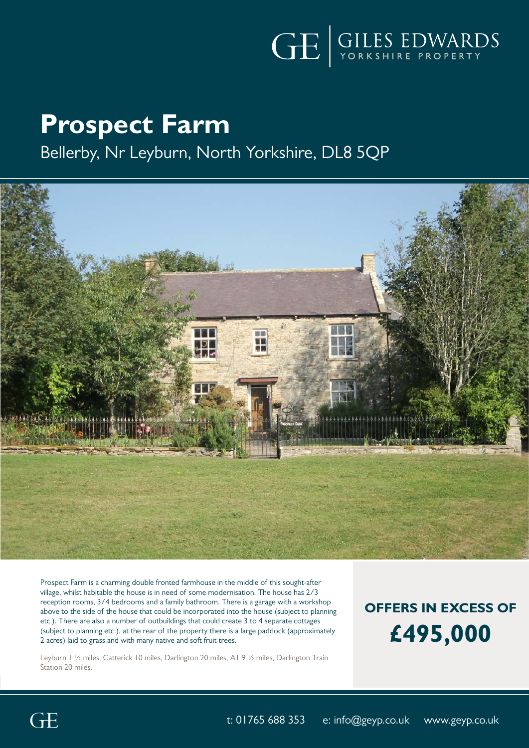GE | GILES EDWARDS
YORKSHIRE PROPERTY

# Prospect Farm

## Bellerby, Nr Leyburn, North Yorkshire, DL8 5QP

Prospect Farm is a charming double fronted farmhouse in the middle of this sought-after village, whilst habitable the house is in need of some modernisation. The house has 2/3 reception rooms, 3/4 bedrooms and a family bathroom. There is a garage with a workshop above to the side of the house that could be incorporated into the house (subject to planning etc.). There are also a number of outbuildings that could create 3 to 4 separate cottages (subject to planning etc.). at the rear of the property there is a large paddock (approximately 2 acres) laid to grass and with many native and soft fruit trees.

Leyburn 1 ½ miles, Catterick 10 miles, Darlington 20 miles, A1 9 ½ miles, Darlington Train Station 20 miles.

**OFFERS IN EXCESS OF**
**£495,000**

t: 01765 688 353 e: info@geyp.co.uk www.geyp.co.uk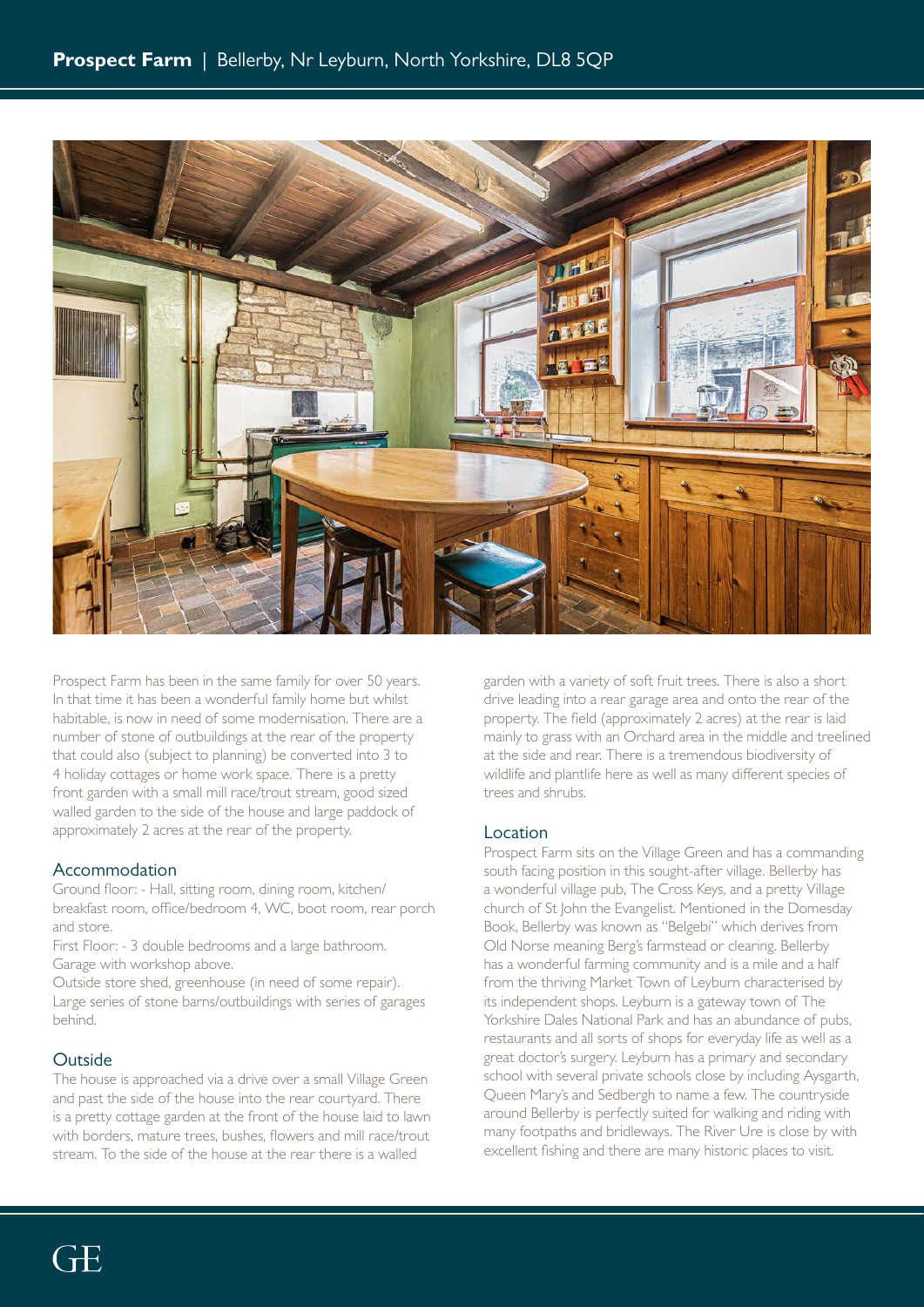Prospect Farm has been in the same family for over 50 years. In that time it has been a wonderful family home but whilst habitable, is now in need of some modernisation. There are a number of stone of outbuildings at the rear of the property that could also (subject to planning) be converted into 3 to 4 holiday cottages or home work space. There is a pretty front garden with a small mill race/trout stream, good sized walled garden to the side of the house and large paddock of approximately 2 acres at the rear of the property.

## Accommodation

Ground floor: - Hall, sitting room, dining room, kitchen/breakfast room, office/bedroom 4, WC, boot room, rear porch and store.

First Floor: - 3 double bedrooms and a large bathroom.

Garage with workshop above.

Outside store shed, greenhouse (in need of some repair).

Large series of stone barns/outbuildings with series of garages behind.

## Outside

The house is approached via a drive over a small Village Green and past the side of the house into the rear courtyard. There is a pretty cottage garden at the front of the house laid to lawn with borders, mature trees, bushes, flowers and mill race/trout stream. To the side of the house at the rear there is a walled garden with a variety of soft fruit trees. There is also a short drive leading into a rear garage area and onto the rear of the property. The field (approximately 2 acres) at the rear is laid mainly to grass with an Orchard area in the middle and treelined at the side and rear. There is a tremendous biodiversity of wildlife and plantlife here as well as many different species of trees and shrubs.

## Location

Prospect Farm sits on the Village Green and has a commanding south facing position in this sought-after village. Bellerby has a wonderful village pub, The Cross Keys, and a pretty Village church of St John the Evangelist. Mentioned in the Domesday Book, Bellerby was known as "Belgebi" which derives from Old Norse meaning Berg's farmstead or clearing. Bellerby has a wonderful farming community and is a mile and a half from the thriving Market Town of Leyburn characterised by its independent shops. Leyburn is a gateway town of The Yorkshire Dales National Park and has an abundance of pubs, restaurants and all sorts of shops for everyday life as well as a great doctor's surgery. Leyburn has a primary and secondary school with several private schools close by including Aysgarth, Queen Mary's and Sedbergh to name a few. The countryside around Bellerby is perfectly suited for walking and riding with many footpaths and bridleways. The River Ure is close by with excellent fishing and there are many historic places to visit.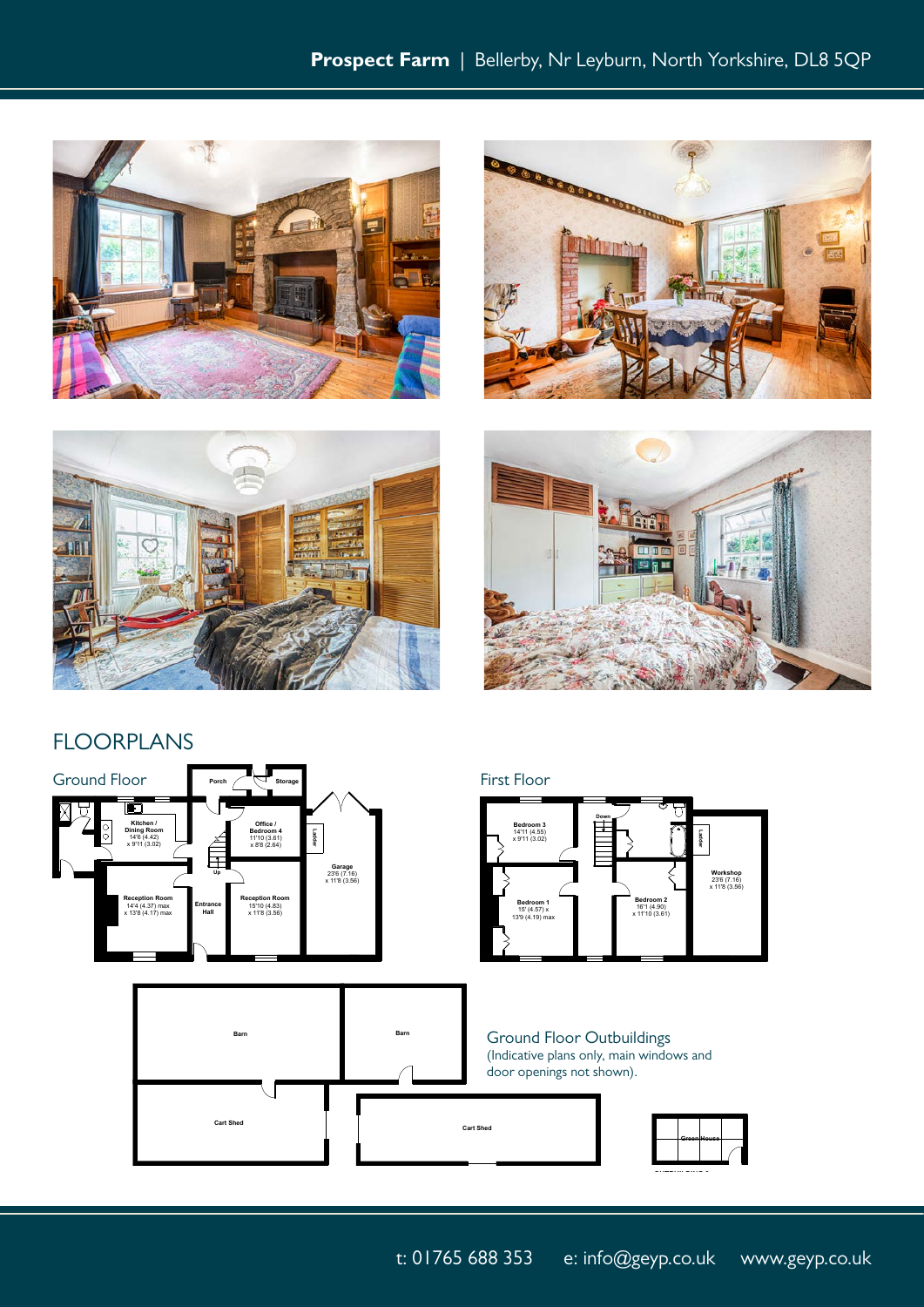# FLOORPLANS

## Ground Floor

Porch
Storage
Kitchen / Dining Room 14'6 (4.42) x 9'11 (3.02)
Office / Bedroom 4 11'10 (3.61) x 8'8 (2.64)
Ladder
Garage 23'6 (7.16) x 11'8 (3.56)
Up
Reception Room 14'4 (4.37) max x 13'8 (4.17) max
Entrance Hall
Reception Room 15'10 (4.83) x 11'8 (3.56)

## First Floor

Bedroom 3 14'11 (4.55) x 9'11 (3.02)
Down
Ladder
Workshop 23'6 (7.16) x 11'8 (3.56)
Bedroom 1 15' (4.57) x 13'9 (4.19) max
Bedroom 2 16'1 (4.90) x 11'10 (3.61)

## Ground Floor Outbuildings

(Indicative plans only, main windows and door openings not shown).

Barn
Barn
Cart Shed
Cart Shed
Green House

t: 01765 688 353 e: info@geyp.co.uk www.geyp.co.uk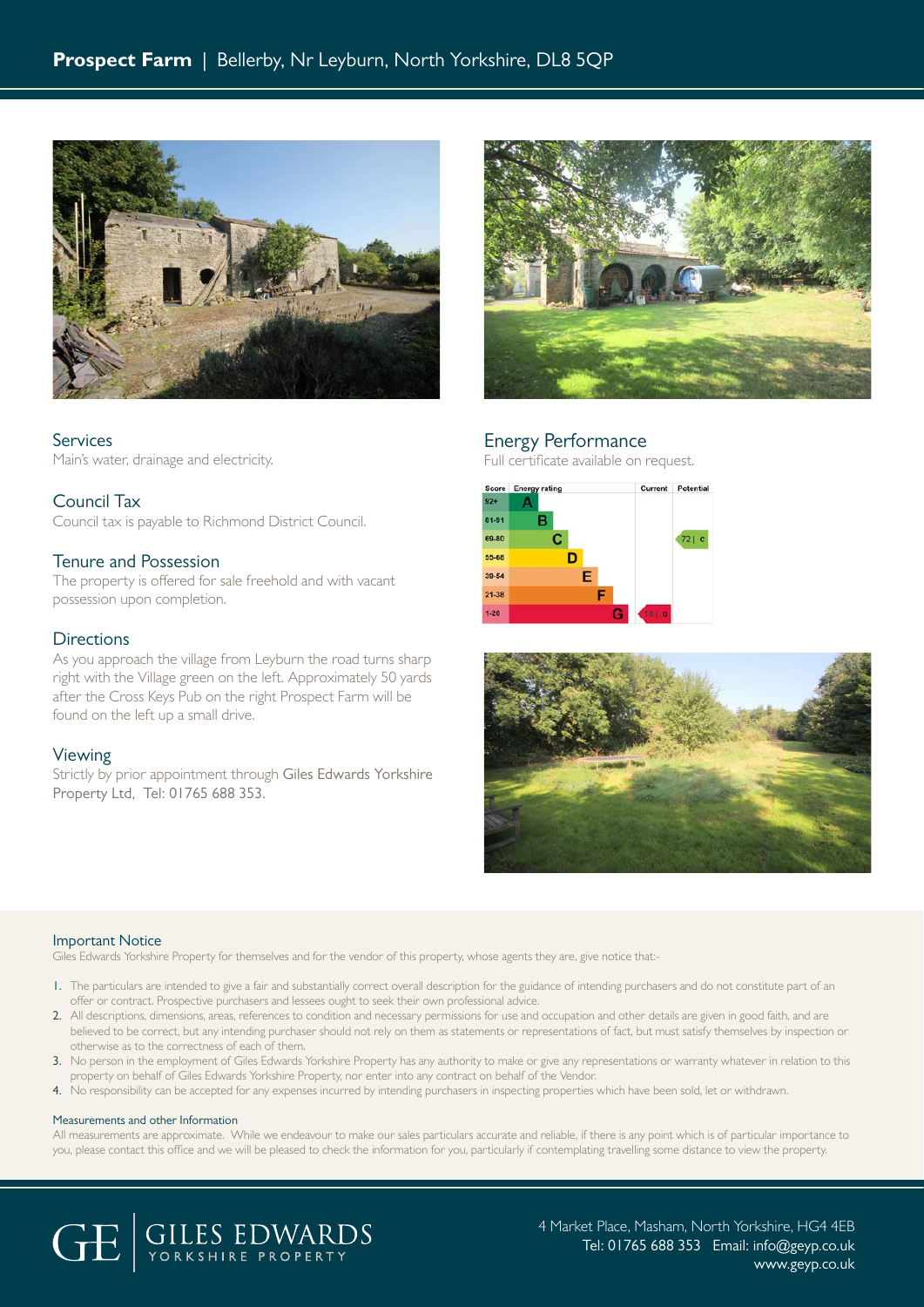# Prospect Farm | Bellerby, Nr Leyburn, North Yorkshire, DL8 5QP

## Services

Main's water, drainage and electricity.

## Council Tax

Council tax is payable to Richmond District Council.

## Tenure and Possession

The property is offered for sale freehold and with vacant possession upon completion.

## Directions

As you approach the village from Leyburn the road turns sharp right with the Village green on the left. Approximately 50 yards after the Cross Keys Pub on the right Prospect Farm will be found on the left up a small drive.

## Viewing

Strictly by prior appointment through Giles Edwards Yorkshire Property Ltd, Tel: 01765 688 353.

## Energy Performance

Full certificate available on request.

Score | Energy rating | Current | Potential
92+ A
81-91 B
69-80 C
55-68 D
39-54 E
21-38 F
1-20 G
Current: 15 | G
Potential: 72 | C

### Important Notice

Giles Edwards Yorkshire Property for themselves and for the vendor of this property, whose agents they are, give notice that:-

1. The particulars are intended to give a fair and substantially correct overall description for the guidance of intending purchasers and do not constitute part of an offer or contract. Prospective purchasers and lessees ought to seek their own professional advice.
2. All descriptions, dimensions, areas, references to condition and necessary permissions for use and occupation and other details are given in good faith, and are believed to be correct, but any intending purchaser should not rely on them as statements or representations of fact, but must satisfy themselves by inspection or otherwise as to the correctness of each of them.
3. No person in the employment of Giles Edwards Yorkshire Property has any authority to make or give any representations or warranty whatever in relation to this property on behalf of Giles Edwards Yorkshire Property, nor enter into any contract on behalf of the Vendor.
4. No responsibility can be accepted for any expenses incurred by intending purchasers in inspecting properties which have been sold, let or withdrawn.

### Measurements and other Information

All measurements are approximate. While we endeavour to make our sales particulars accurate and reliable, if there is any point which is of particular importance to you, please contact this office and we will be pleased to check the information for you, particularly if contemplating travelling some distance to view the property.

GE | GILES EDWARDS YORKSHIRE PROPERTY

4 Market Place, Masham, North Yorkshire, HG4 4EB
Tel: 01765 688 353 Email: info@geyp.co.uk
www.geyp.co.uk